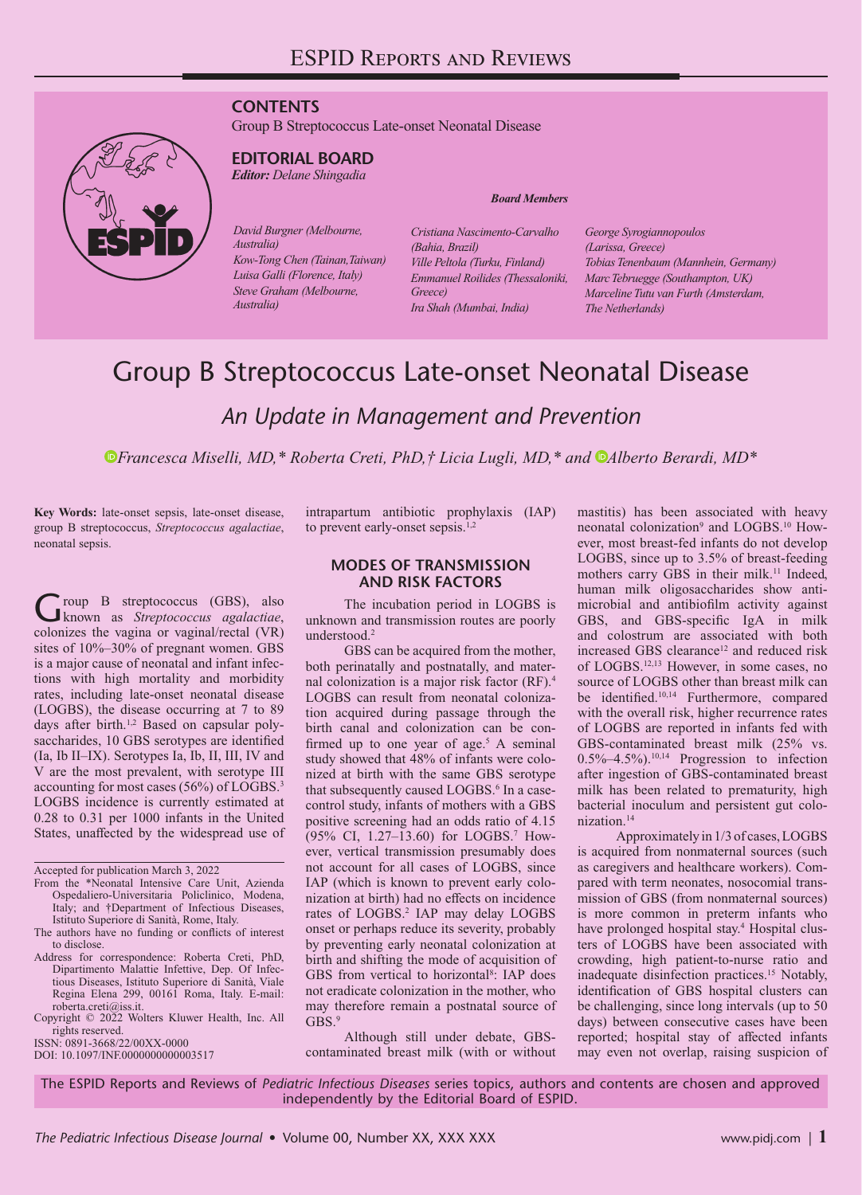ESPID Reports and Reviews

**CONTENTS**

Group B Streptococcus Late-onset Neonatal Disease

**EDITORIAL BOARD**

***Editor:** Delane Shingadia*

***Board Members***

*David Burgner (Melbourne, Australia)*
*Kow-Tong Chen (Tainan,Taiwan)*
*Luisa Galli (Florence, Italy)*
*Steve Graham (Melbourne, Australia)*
*Cristiana Nascimento-Carvalho (Bahia, Brazil)*
*Ville Peltola (Turku, Finland)*
*Emmanuel Roilides (Thessaloniki, Greece)*
*Ira Shah (Mumbai, India)*
*George Syrogiannopoulos (Larissa, Greece)*
*Tobias Tenenbaum (Mannhein, Germany)*
*Marc Tebruegge (Southampton, UK)*
*Marceline Tutu van Furth (Amsterdam, The Netherlands)*

# Group B Streptococcus Late-onset Neonatal Disease

## *An Update in Management and Prevention*

*Francesca Miselli, MD,\* Roberta Creti, PhD,† Licia Lugli, MD,\* and Alberto Berardi, MD\**

**Key Words:** late-onset sepsis, late-onset disease, group B streptococcus, *Streptococcus agalactiae*, neonatal sepsis.

Accepted for publication March 3, 2022

From the \*Neonatal Intensive Care Unit, Azienda Ospedaliero-Universitaria Policlinico, Modena, Italy; and †Department of Infectious Diseases, Istituto Superiore di Sanità, Rome, Italy.

The authors have no funding or conflicts of interest to disclose.

Address for correspondence: Roberta Creti, PhD, Dipartimento Malattie Infettive, Dep. Of Infectious Diseases, Istituto Superiore di Sanità, Viale Regina Elena 299, 00161 Roma, Italy. E-mail: roberta.creti@iss.it.

Copyright © 2022 Wolters Kluwer Health, Inc. All rights reserved.

ISSN: 0891-3668/22/00XX-0000

DOI: 10.1097/INF.0000000000003517

Group B streptococcus (GBS), also known as *Streptococcus agalactiae*, colonizes the vagina or vaginal/rectal (VR) sites of 10%–30% of pregnant women. GBS is a major cause of neonatal and infant infections with high mortality and morbidity rates, including late-onset neonatal disease (LOGBS), the disease occurring at 7 to 89 days after birth.[1,2] Based on capsular polysaccharides, 10 GBS serotypes are identified (Ia, Ib II–IX). Serotypes Ia, Ib, III, IV and V are the most prevalent, with serotype III accounting for most cases (56%) of LOGBS.[3] LOGBS incidence is currently estimated at 0.28 to 0.31 per 1000 infants in the United States, unaffected by the widespread use of intrapartum antibiotic prophylaxis (IAP) to prevent early-onset sepsis.[1,2]

## MODES OF TRANSMISSION AND RISK FACTORS

The incubation period in LOGBS is unknown and transmission routes are poorly understood.[2]

GBS can be acquired from the mother, both perinatally and postnatally, and maternal colonization is a major risk factor (RF).[4] LOGBS can result from neonatal colonization acquired during passage through the birth canal and colonization can be confirmed up to one year of age.[5] A seminal study showed that 48% of infants were colonized at birth with the same GBS serotype that subsequently caused LOGBS.[6] In a case-control study, infants of mothers with a GBS positive screening had an odds ratio of 4.15 (95% CI, 1.27–13.60) for LOGBS.[7] However, vertical transmission presumably does not account for all cases of LOGBS, since IAP (which is known to prevent early colonization at birth) had no effects on incidence rates of LOGBS.[2] IAP may delay LOGBS onset or perhaps reduce its severity, probably by preventing early neonatal colonization at birth and shifting the mode of acquisition of GBS from vertical to horizontal[8]: IAP does not eradicate colonization in the mother, who may therefore remain a postnatal source of GBS.[9]

Although still under debate, GBS-contaminated breast milk (with or without mastitis) has been associated with heavy neonatal colonization[9] and LOGBS.[10] However, most breast-fed infants do not develop LOGBS, since up to 3.5% of breast-feeding mothers carry GBS in their milk.[11] Indeed, human milk oligosaccharides show antimicrobial and antibiofilm activity against GBS, and GBS-specific IgA in milk and colostrum are associated with both increased GBS clearance[12] and reduced risk of LOGBS.[12,13] However, in some cases, no source of LOGBS other than breast milk can be identified.[10,14] Furthermore, compared with the overall risk, higher recurrence rates of LOGBS are reported in infants fed with GBS-contaminated breast milk (25% vs. 0.5%–4.5%).[10,14] Progression to infection after ingestion of GBS-contaminated breast milk has been related to prematurity, high bacterial inoculum and persistent gut colonization.[14]

Approximately in 1/3 of cases, LOGBS is acquired from nonmaternal sources (such as caregivers and healthcare workers). Compared with term neonates, nosocomial transmission of GBS (from nonmaternal sources) is more common in preterm infants who have prolonged hospital stay.[4] Hospital clusters of LOGBS have been associated with crowding, high patient-to-nurse ratio and inadequate disinfection practices.[15] Notably, identification of GBS hospital clusters can be challenging, since long intervals (up to 50 days) between consecutive cases have been reported; hospital stay of affected infants may even not overlap, raising suspicion of

The ESPID Reports and Reviews of *Pediatric Infectious Diseases* series topics, authors and contents are chosen and approved independently by the Editorial Board of ESPID.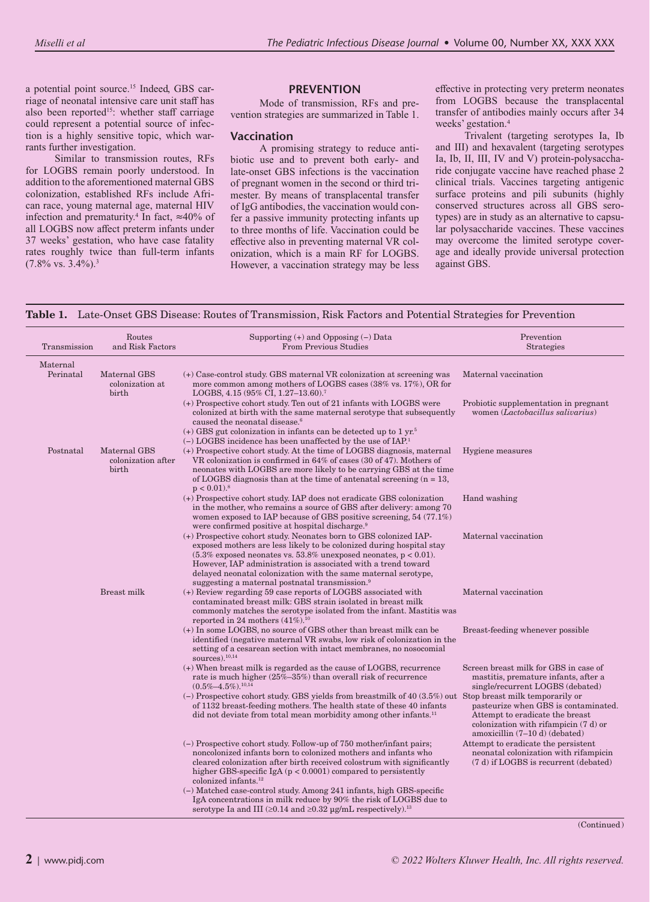a potential point source.[15] Indeed, GBS carriage of neonatal intensive care unit staff has also been reported[15]: whether staff carriage could represent a potential source of infection is a highly sensitive topic, which warrants further investigation.

Similar to transmission routes, RFs for LOGBS remain poorly understood. In addition to the aforementioned maternal GBS colonization, established RFs include African race, young maternal age, maternal HIV infection and prematurity.[4] In fact, ≈40% of all LOGBS now affect preterm infants under 37 weeks' gestation, who have case fatality rates roughly twice than full-term infants (7.8% vs. 3.4%).[3]

## PREVENTION

Mode of transmission, RFs and prevention strategies are summarized in Table 1.

### Vaccination

A promising strategy to reduce antibiotic use and to prevent both early- and late-onset GBS infections is the vaccination of pregnant women in the second or third trimester. By means of transplacental transfer of IgG antibodies, the vaccination would confer a passive immunity protecting infants up to three months of life. Vaccination could be effective also in preventing maternal VR colonization, which is a main RF for LOGBS. However, a vaccination strategy may be less effective in protecting very preterm neonates from LOGBS because the transplacental transfer of antibodies mainly occurs after 34 weeks' gestation.[4]

Trivalent (targeting serotypes Ia, Ib and III) and hexavalent (targeting serotypes Ia, Ib, II, III, IV and V) protein-polysaccharide conjugate vaccine have reached phase 2 clinical trials. Vaccines targeting antigenic surface proteins and pili subunits (highly conserved structures across all GBS serotypes) are in study as an alternative to capsular polysaccharide vaccines. These vaccines may overcome the limited serotype coverage and ideally provide universal protection against GBS.

**Table 1.** Late-Onset GBS Disease: Routes of Transmission, Risk Factors and Potential Strategies for Prevention

| Transmission | Routes and Risk Factors | Supporting (+) and Opposing (−) Data From Previous Studies | Prevention Strategies |
|---|---|---|---|
| Maternal | | | |
| Perinatal | Maternal GBS colonization at birth | (+) Case-control study. GBS maternal VR colonization at screening was more common among mothers of LOGBS cases (38% vs. 17%), OR for LOGBS, 4.15 (95% CI, 1.27–13.60).[7] | Maternal vaccination |
| | | (+) Prospective cohort study. Ten out of 21 infants with LOGBS were colonized at birth with the same maternal serotype that subsequently caused the neonatal disease.[6] | Probiotic supplementation in pregnant women (*Lactobacillus salivarius*) |
| | | (+) GBS gut colonization in infants can be detected up to 1 yr.[5] | |
| | | (−) LOGBS incidence has been unaffected by the use of IAP.[1] | |
| Postnatal | Maternal GBS colonization after birth | (+) Prospective cohort study. At the time of LOGBS diagnosis, maternal VR colonization is confirmed in 64% of cases (30 of 47). Mothers of neonates with LOGBS are more likely to be carrying GBS at the time of LOGBS diagnosis than at the time of antenatal screening (n = 13, $p < 0.01$).[8] | Hygiene measures |
| | | (+) Prospective cohort study. IAP does not eradicate GBS colonization in the mother, who remains a source of GBS after delivery: among 70 women exposed to IAP because of GBS positive screening, 54 (77.1%) were confirmed positive at hospital discharge.[9] | Hand washing |
| | | (+) Prospective cohort study. Neonates born to GBS colonized IAP-exposed mothers are less likely to be colonized during hospital stay (5.3% exposed neonates vs. 53.8% unexposed neonates, $p < 0.01$). However, IAP administration is associated with a trend toward delayed neonatal colonization with the same maternal serotype, suggesting a maternal postnatal transmission.[9] | Maternal vaccination |
| | Breast milk | (+) Review regarding 59 case reports of LOGBS associated with contaminated breast milk: GBS strain isolated in breast milk commonly matches the serotype isolated from the infant. Mastitis was reported in 24 mothers (41%).[10] | Maternal vaccination |
| | | (+) In some LOGBS, no source of GBS other than breast milk can be identified (negative maternal VR swabs, low risk of colonization in the setting of a cesarean section with intact membranes, no nosocomial sources).[10,14] | Breast-feeding whenever possible |
| | | (+) When breast milk is regarded as the cause of LOGBS, recurrence rate is much higher (25%–35%) than overall risk of recurrence (0.5%–4.5%).[10,14] | Screen breast milk for GBS in case of mastitis, premature infants, after a single/recurrent LOGBS (debated) |
| | | (−) Prospective cohort study. GBS yields from breastmilk of 40 (3.5%) out of 1132 breast-feeding mothers. The health state of these 40 infants did not deviate from total mean morbidity among other infants.[11] | Stop breast milk temporarily or pasteurize when GBS is contaminated. Attempt to eradicate the breast colonization with rifampicin (7 d) or amoxicillin (7–10 d) (debated) |
| | | (−) Prospective cohort study. Follow-up of 750 mother/infant pairs; noncolonized infants born to colonized mothers and infants who cleared colonization after birth received colostrum with significantly higher GBS-specific IgA ($p < 0.0001$) compared to persistently colonized infants.[12] | Attempt to eradicate the persistent neonatal colonization with rifampicin (7 d) if LOGBS is recurrent (debated) |
| | | (−) Matched case-control study. Among 241 infants, high GBS-specific IgA concentrations in milk reduce by 90% the risk of LOGBS due to serotype Ia and III (≥0.14 and ≥0.32 μg/mL respectively).[13] | |

(Continued)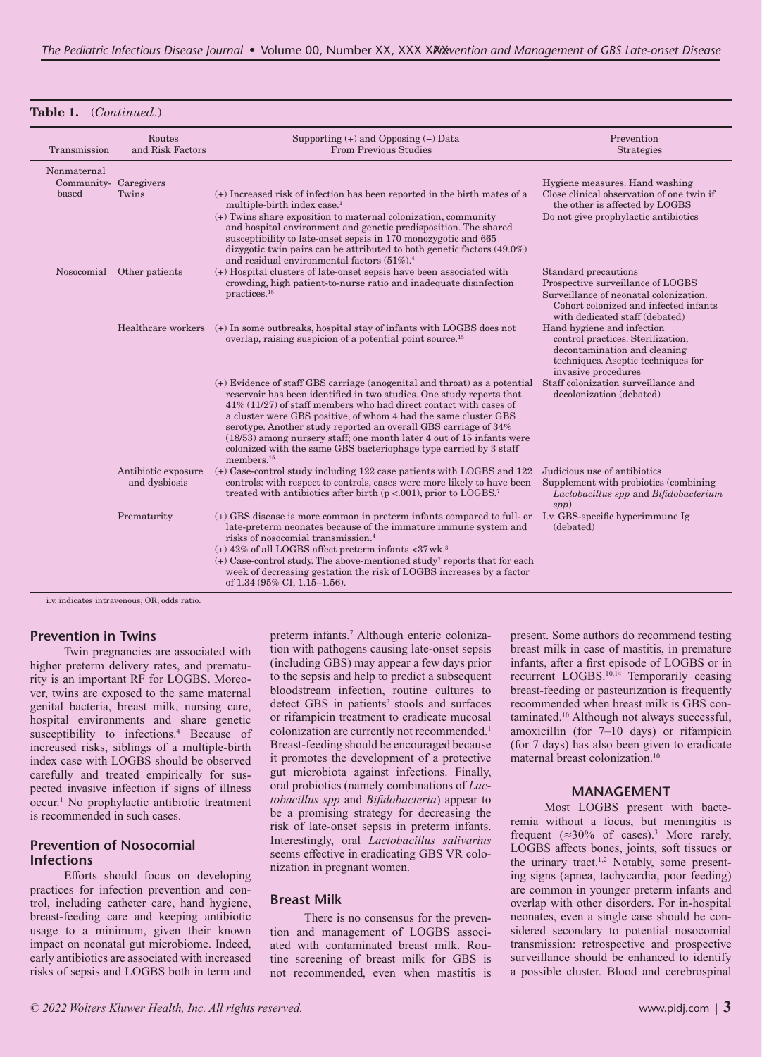**Table 1.** (*Continued*.)

| Transmission | Routes and Risk Factors | Supporting (+) and Opposing (−) Data From Previous Studies | Prevention Strategies |
|---|---|---|---|
| Nonmaternal | | | |
| Community-based | Caregivers | | Hygiene measures. Hand washing |
| | Twins | (+) Increased risk of infection has been reported in the birth mates of a multiple-birth index case.[1] (+) Twins share exposition to maternal colonization, community and hospital environment and genetic predisposition. The shared susceptibility to late-onset sepsis in 170 monozygotic and 665 dizygotic twin pairs can be attributed to both genetic factors (49.0%) and residual environmental factors (51%).[4] | Close clinical observation of one twin if the other is affected by LOGBS. Do not give prophylactic antibiotics |
| Nosocomial | Other patients | (+) Hospital clusters of late-onset sepsis have been associated with crowding, high patient-to-nurse ratio and inadequate disinfection practices.[15] | Standard precautions. Prospective surveillance of LOGBS. Surveillance of neonatal colonization. Cohort colonized and infected infants with dedicated staff (debated) |
| | Healthcare workers | (+) In some outbreaks, hospital stay of infants with LOGBS does not overlap, raising suspicion of a potential point source.[15] | Hand hygiene and infection control practices. Sterilization, decontamination and cleaning techniques. Aseptic techniques for invasive procedures |
| | | (+) Evidence of staff GBS carriage (anogenital and throat) as a potential reservoir has been identified in two studies. One study reports that 41% (11/27) of staff members who had direct contact with cases of a cluster were GBS positive, of whom 4 had the same cluster GBS serotype. Another study reported an overall GBS carriage of 34% (18/53) among nursery staff; one month later 4 out of 15 infants were colonized with the same GBS bacteriophage type carried by 3 staff members.[15] | Staff colonization surveillance and decolonization (debated) |
| | Antibiotic exposure and dysbiosis | (+) Case-control study including 122 case patients with LOGBS and 122 controls: with respect to controls, cases were more likely to have been treated with antibiotics after birth ($p < .001$), prior to LOGBS.[7] | Judicious use of antibiotics. Supplement with probiotics (combining *Lactobacillus spp* and *Bifidobacterium spp*) |
| | Prematurity | (+) GBS disease is more common in preterm infants compared to full- or late-preterm neonates because of the immature immune system and risks of nosocomial transmission.[4] (+) 42% of all LOGBS affect preterm infants <37 wk.[3] (+) Case-control study. The above-mentioned study[7] reports that for each week of decreasing gestation the risk of LOGBS increases by a factor of 1.34 (95% CI, 1.15–1.56). | I.v. GBS-specific hyperimmune Ig (debated) |

i.v. indicates intravenous; OR, odds ratio.

## Prevention in Twins

Twin pregnancies are associated with higher preterm delivery rates, and prematurity is an important RF for LOGBS. Moreover, twins are exposed to the same maternal genital bacteria, breast milk, nursing care, hospital environments and share genetic susceptibility to infections.[4] Because of increased risks, siblings of a multiple-birth index case with LOGBS should be observed carefully and treated empirically for suspected invasive infection if signs of illness occur.[1] No prophylactic antibiotic treatment is recommended in such cases.

## Prevention of Nosocomial Infections

Efforts should focus on developing practices for infection prevention and control, including catheter care, hand hygiene, breast-feeding care and keeping antibiotic usage to a minimum, given their known impact on neonatal gut microbiome. Indeed, early antibiotics are associated with increased risks of sepsis and LOGBS both in term and preterm infants.[7] Although enteric colonization with pathogens causing late-onset sepsis (including GBS) may appear a few days prior to the sepsis and help to predict a subsequent bloodstream infection, routine cultures to detect GBS in patients' stools and surfaces or rifampicin treatment to eradicate mucosal colonization are currently not recommended.[1] Breast-feeding should be encouraged because it promotes the development of a protective gut microbiota against infections. Finally, oral probiotics (namely combinations of *Lactobacillus spp* and *Bifidobacteria*) appear to be a promising strategy for decreasing the risk of late-onset sepsis in preterm infants. Interestingly, oral *Lactobacillus salivarius* seems effective in eradicating GBS VR colonization in pregnant women.

## Breast Milk

There is no consensus for the prevention and management of LOGBS associated with contaminated breast milk. Routine screening of breast milk for GBS is not recommended, even when mastitis is present. Some authors do recommend testing breast milk in case of mastitis, in premature infants, after a first episode of LOGBS or in recurrent LOGBS.[10,14] Temporarily ceasing breast-feeding or pasteurization is frequently recommended when breast milk is GBS contaminated.[10] Although not always successful, amoxicillin (for 7–10 days) or rifampicin (for 7 days) has also been given to eradicate maternal breast colonization.[10]

# MANAGEMENT

Most LOGBS present with bacteremia without a focus, but meningitis is frequent (≈30% of cases).[3] More rarely, LOGBS affects bones, joints, soft tissues or the urinary tract.[1,2] Notably, some presenting signs (apnea, tachycardia, poor feeding) are common in younger preterm infants and overlap with other disorders. For in-hospital neonates, even a single case should be considered secondary to potential nosocomial transmission: retrospective and prospective surveillance should be enhanced to identify a possible cluster. Blood and cerebrospinal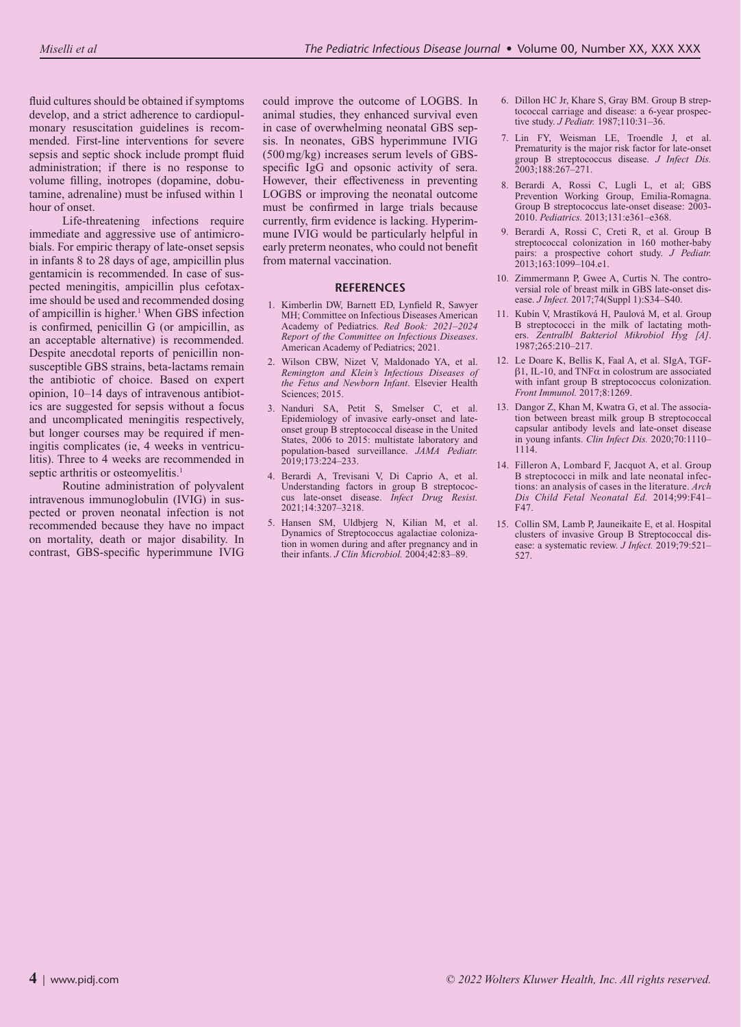fluid cultures should be obtained if symptoms develop, and a strict adherence to cardiopulmonary resuscitation guidelines is recommended. First-line interventions for severe sepsis and septic shock include prompt fluid administration; if there is no response to volume filling, inotropes (dopamine, dobutamine, adrenaline) must be infused within 1 hour of onset.

Life-threatening infections require immediate and aggressive use of antimicrobials. For empiric therapy of late-onset sepsis in infants 8 to 28 days of age, ampicillin plus gentamicin is recommended. In case of suspected meningitis, ampicillin plus cefotaxime should be used and recommended dosing of ampicillin is higher.[1] When GBS infection is confirmed, penicillin G (or ampicillin, as an acceptable alternative) is recommended. Despite anecdotal reports of penicillin nonsusceptible GBS strains, beta-lactams remain the antibiotic of choice. Based on expert opinion, 10–14 days of intravenous antibiotics are suggested for sepsis without a focus and uncomplicated meningitis respectively, but longer courses may be required if meningitis complicates (ie, 4 weeks in ventriculitis). Three to 4 weeks are recommended in septic arthritis or osteomyelitis.[1]

Routine administration of polyvalent intravenous immunoglobulin (IVIG) in suspected or proven neonatal infection is not recommended because they have no impact on mortality, death or major disability. In contrast, GBS-specific hyperimmune IVIG could improve the outcome of LOGBS. In animal studies, they enhanced survival even in case of overwhelming neonatal GBS sepsis. In neonates, GBS hyperimmune IVIG (500 mg/kg) increases serum levels of GBS-specific IgG and opsonic activity of sera. However, their effectiveness in preventing LOGBS or improving the neonatal outcome must be confirmed in large trials because currently, firm evidence is lacking. Hyperimmune IVIG would be particularly helpful in early preterm neonates, who could not benefit from maternal vaccination.

## REFERENCES

1. Kimberlin DW, Barnett ED, Lynfield R, Sawyer MH; Committee on Infectious Diseases American Academy of Pediatrics. *Red Book: 2021–2024 Report of the Committee on Infectious Diseases*. American Academy of Pediatrics; 2021.
2. Wilson CBW, Nizet V, Maldonado YA, et al. *Remington and Klein's Infectious Diseases of the Fetus and Newborn Infant*. Elsevier Health Sciences; 2015.
3. Nanduri SA, Petit S, Smelser C, et al. Epidemiology of invasive early-onset and late-onset group B streptococcal disease in the United States, 2006 to 2015: multistate laboratory and population-based surveillance. *JAMA Pediatr.* 2019;173:224–233.
4. Berardi A, Trevisani V, Di Caprio A, et al. Understanding factors in group B streptococcus late-onset disease. *Infect Drug Resist.* 2021;14:3207–3218.
5. Hansen SM, Uldbjerg N, Kilian M, et al. Dynamics of Streptococcus agalactiae colonization in women during and after pregnancy and in their infants. *J Clin Microbiol.* 2004;42:83–89.
6. Dillon HC Jr, Khare S, Gray BM. Group B streptococcal carriage and disease: a 6-year prospective study. *J Pediatr.* 1987;110:31–36.
7. Lin FY, Weisman LE, Troendle J, et al. Prematurity is the major risk factor for late-onset group B streptococcus disease. *J Infect Dis.* 2003;188:267–271.
8. Berardi A, Rossi C, Lugli L, et al; GBS Prevention Working Group, Emilia-Romagna. Group B streptococcus late-onset disease: 2003-2010. *Pediatrics.* 2013;131:e361–e368.
9. Berardi A, Rossi C, Creti R, et al. Group B streptococcal colonization in 160 mother-baby pairs: a prospective cohort study. *J Pediatr.* 2013;163:1099–104.e1.
10. Zimmermann P, Gwee A, Curtis N. The controversial role of breast milk in GBS late-onset disease. *J Infect.* 2017;74(Suppl 1):S34–S40.
11. Kubín V, Mrastíková H, Paulová M, et al. Group B streptococci in the milk of lactating mothers. *Zentralbl Bakteriol Mikrobiol Hyg [A]*. 1987;265:210–217.
12. Le Doare K, Bellis K, Faal A, et al. SIgA, TGF-$\beta$1, IL-10, and TNF$\alpha$ in colostrum are associated with infant group B streptococcus colonization. *Front Immunol.* 2017;8:1269.
13. Dangor Z, Khan M, Kwatra G, et al. The association between breast milk group B streptococcal capsular antibody levels and late-onset disease in young infants. *Clin Infect Dis.* 2020;70:1110–1114.
14. Filleron A, Lombard F, Jacquot A, et al. Group B streptococci in milk and late neonatal infections: an analysis of cases in the literature. *Arch Dis Child Fetal Neonatal Ed.* 2014;99:F41–F47.
15. Collin SM, Lamb P, Jauneikaite E, et al. Hospital clusters of invasive Group B Streptococcal disease: a systematic review. *J Infect.* 2019;79:521–527.